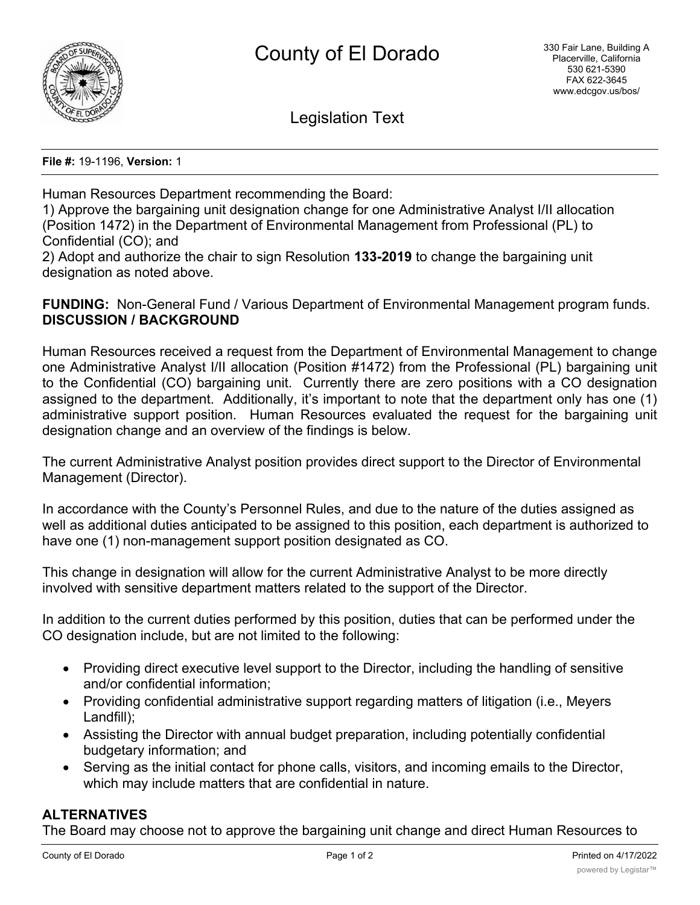# County of El Dorado

330 Fair Lane, Building A
Placerville, California
530 621-5390
FAX 622-3645
www.edcgov.us/bos/

## Legislation Text

**File #:** 19-1196, **Version:** 1

Human Resources Department recommending the Board:
1) Approve the bargaining unit designation change for one Administrative Analyst I/II allocation (Position 1472) in the Department of Environmental Management from Professional (PL) to Confidential (CO); and
2) Adopt and authorize the chair to sign Resolution **133-2019** to change the bargaining unit designation as noted above.

**FUNDING:** Non-General Fund / Various Department of Environmental Management program funds.
**DISCUSSION / BACKGROUND**

Human Resources received a request from the Department of Environmental Management to change one Administrative Analyst I/II allocation (Position #1472) from the Professional (PL) bargaining unit to the Confidential (CO) bargaining unit. Currently there are zero positions with a CO designation assigned to the department. Additionally, it's important to note that the department only has one (1) administrative support position. Human Resources evaluated the request for the bargaining unit designation change and an overview of the findings is below.

The current Administrative Analyst position provides direct support to the Director of Environmental Management (Director).

In accordance with the County's Personnel Rules, and due to the nature of the duties assigned as well as additional duties anticipated to be assigned to this position, each department is authorized to have one (1) non-management support position designated as CO.

This change in designation will allow for the current Administrative Analyst to be more directly involved with sensitive department matters related to the support of the Director.

In addition to the current duties performed by this position, duties that can be performed under the CO designation include, but are not limited to the following:

- Providing direct executive level support to the Director, including the handling of sensitive and/or confidential information;
- Providing confidential administrative support regarding matters of litigation (i.e., Meyers Landfill);
- Assisting the Director with annual budget preparation, including potentially confidential budgetary information; and
- Serving as the initial contact for phone calls, visitors, and incoming emails to the Director, which may include matters that are confidential in nature.

**ALTERNATIVES**
The Board may choose not to approve the bargaining unit change and direct Human Resources to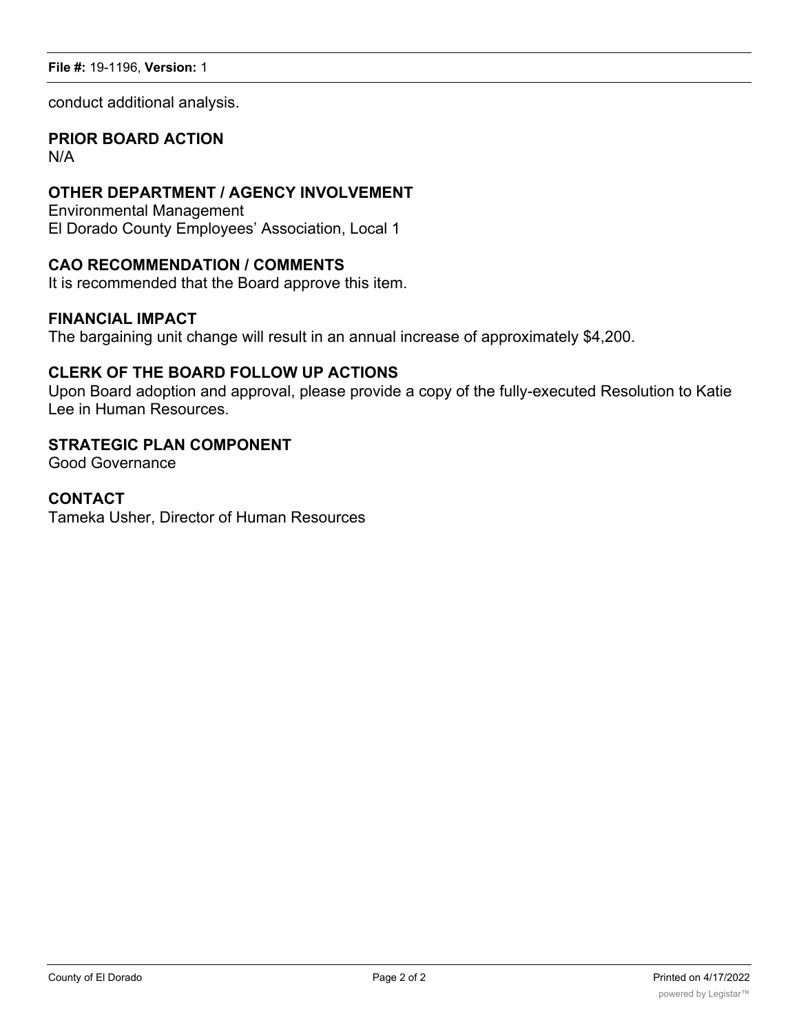conduct additional analysis.

**PRIOR BOARD ACTION**
N/A

**OTHER DEPARTMENT / AGENCY INVOLVEMENT**
Environmental Management
El Dorado County Employees' Association, Local 1

**CAO RECOMMENDATION / COMMENTS**
It is recommended that the Board approve this item.

**FINANCIAL IMPACT**
The bargaining unit change will result in an annual increase of approximately $4,200.

**CLERK OF THE BOARD FOLLOW UP ACTIONS**
Upon Board adoption and approval, please provide a copy of the fully-executed Resolution to Katie Lee in Human Resources.

**STRATEGIC PLAN COMPONENT**
Good Governance

**CONTACT**
Tameka Usher, Director of Human Resources